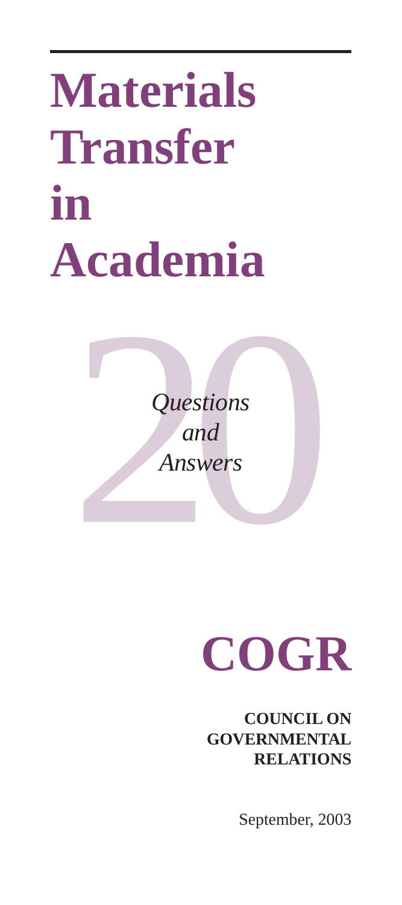# Materials Transfer in Academia

20

*Questions and Answers*

# COGR

**COUNCIL ON GOVERNMENTAL RELATIONS**

September, 2003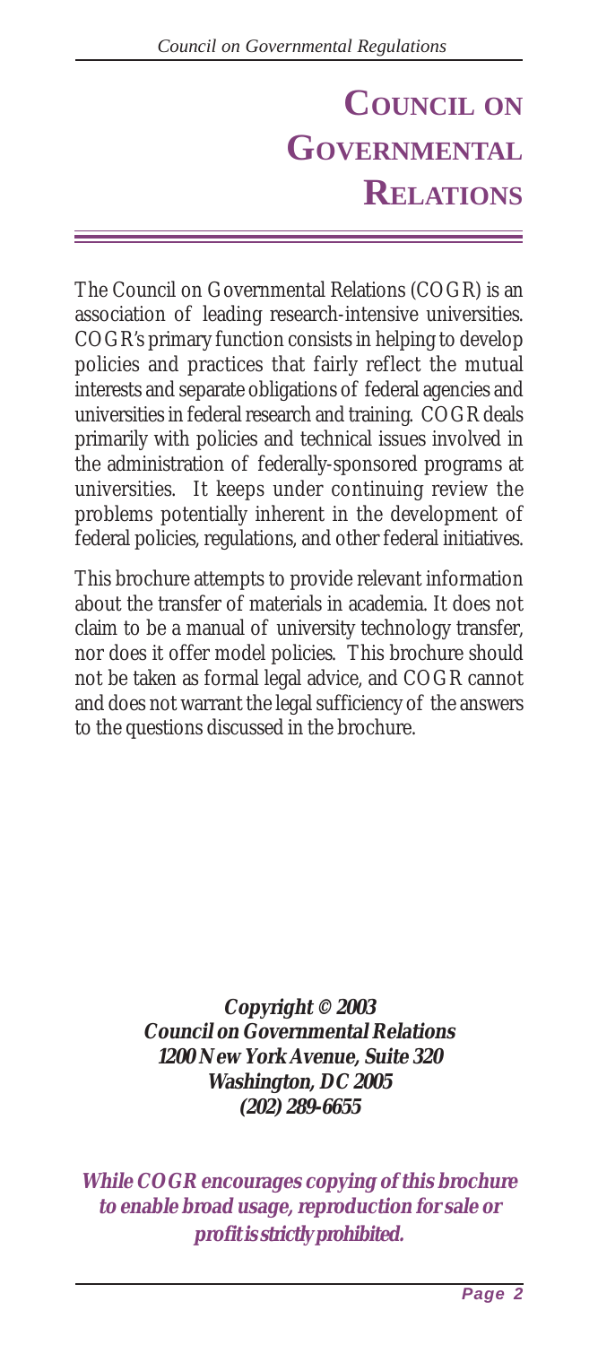# Council on Governmental Relations

The Council on Governmental Relations (COGR) is an association of leading research-intensive universities. COGR's primary function consists in helping to develop policies and practices that fairly reflect the mutual interests and separate obligations of federal agencies and universities in federal research and training. COGR deals primarily with policies and technical issues involved in the administration of federally-sponsored programs at universities. It keeps under continuing review the problems potentially inherent in the development of federal policies, regulations, and other federal initiatives.

This brochure attempts to provide relevant information about the transfer of materials in academia. It does not claim to be a manual of university technology transfer, nor does it offer model policies. This brochure should not be taken as formal legal advice, and COGR cannot and does not warrant the legal sufficiency of the answers to the questions discussed in the brochure.

***Copyright © 2003***
***Council on Governmental Relations***
***1200 New York Avenue, Suite 320***
***Washington, DC 2005***
***(202) 289-6655***

***While COGR encourages copying of this brochure to enable broad usage, reproduction for sale or profit is strictly prohibited.***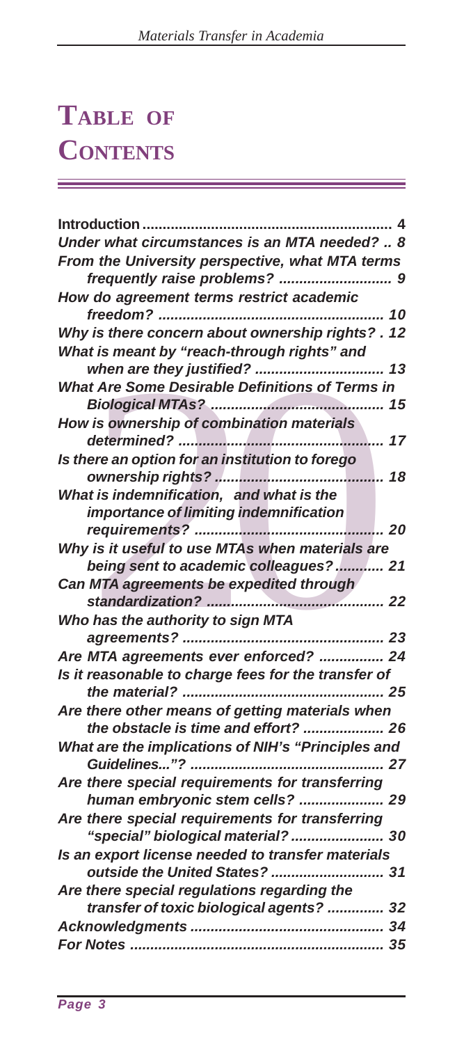# Table of Contents

| | |
|---|---|
| **Introduction** | 4 |
| *Under what circumstances is an MTA needed?* | 8 |
| *From the University perspective, what MTA terms frequently raise problems?* | 9 |
| *How do agreement terms restrict academic freedom?* | 10 |
| *Why is there concern about ownership rights?* | 12 |
| *What is meant by "reach-through rights" and when are they justified?* | 13 |
| *What Are Some Desirable Definitions of Terms in Biological MTAs?* | 15 |
| *How is ownership of combination materials determined?* | 17 |
| *Is there an option for an institution to forego ownership rights?* | 18 |
| *What is indemnification, and what is the importance of limiting indemnification requirements?* | 20 |
| *Why is it useful to use MTAs when materials are being sent to academic colleagues?* | 21 |
| *Can MTA agreements be expedited through standardization?* | 22 |
| *Who has the authority to sign MTA agreements?* | 23 |
| *Are MTA agreements ever enforced?* | 24 |
| *Is it reasonable to charge fees for the transfer of the material?* | 25 |
| *Are there other means of getting materials when the obstacle is time and effort?* | 26 |
| *What are the implications of NIH's "Principles and Guidelines..."?* | 27 |
| *Are there special requirements for transferring human embryonic stem cells?* | 29 |
| *Are there special requirements for transferring "special" biological material?* | 30 |
| *Is an export license needed to transfer materials outside the United States?* | 31 |
| *Are there special regulations regarding the transfer of toxic biological agents?* | 32 |
| *Acknowledgments* | 34 |
| *For Notes* | 35 |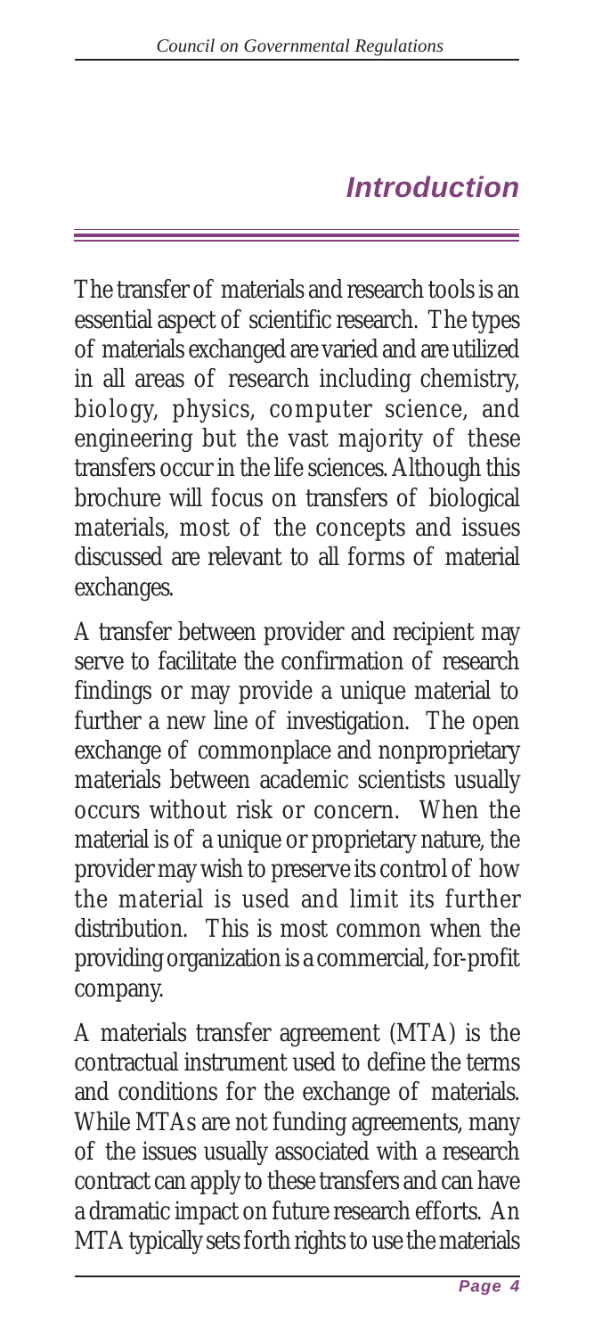## Introduction

The transfer of materials and research tools is an essential aspect of scientific research. The types of materials exchanged are varied and are utilized in all areas of research including chemistry, biology, physics, computer science, and engineering but the vast majority of these transfers occur in the life sciences. Although this brochure will focus on transfers of biological materials, most of the concepts and issues discussed are relevant to all forms of material exchanges.

A transfer between provider and recipient may serve to facilitate the confirmation of research findings or may provide a unique material to further a new line of investigation. The open exchange of commonplace and nonproprietary materials between academic scientists usually occurs without risk or concern. When the material is of a unique or proprietary nature, the provider may wish to preserve its control of how the material is used and limit its further distribution. This is most common when the providing organization is a commercial, for-profit company.

A materials transfer agreement (MTA) is the contractual instrument used to define the terms and conditions for the exchange of materials. While MTAs are not funding agreements, many of the issues usually associated with a research contract can apply to these transfers and can have a dramatic impact on future research efforts. An MTA typically sets forth rights to use the materials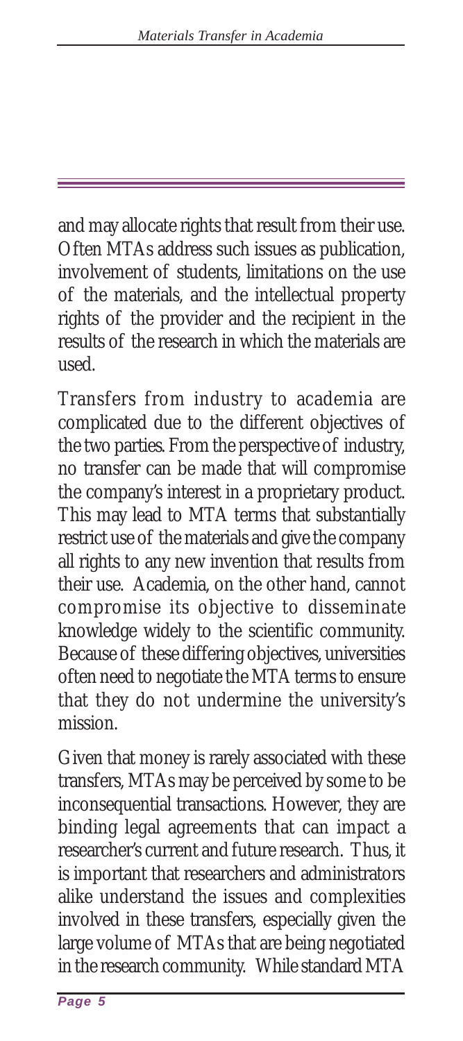and may allocate rights that result from their use. Often MTAs address such issues as publication, involvement of students, limitations on the use of the materials, and the intellectual property rights of the provider and the recipient in the results of the research in which the materials are used.

Transfers from industry to academia are complicated due to the different objectives of the two parties. From the perspective of industry, no transfer can be made that will compromise the company's interest in a proprietary product. This may lead to MTA terms that substantially restrict use of the materials and give the company all rights to any new invention that results from their use. Academia, on the other hand, cannot compromise its objective to disseminate knowledge widely to the scientific community. Because of these differing objectives, universities often need to negotiate the MTA terms to ensure that they do not undermine the university's mission.

Given that money is rarely associated with these transfers, MTAs may be perceived by some to be inconsequential transactions. However, they are binding legal agreements that can impact a researcher's current and future research. Thus, it is important that researchers and administrators alike understand the issues and complexities involved in these transfers, especially given the large volume of MTAs that are being negotiated in the research community. While standard MTA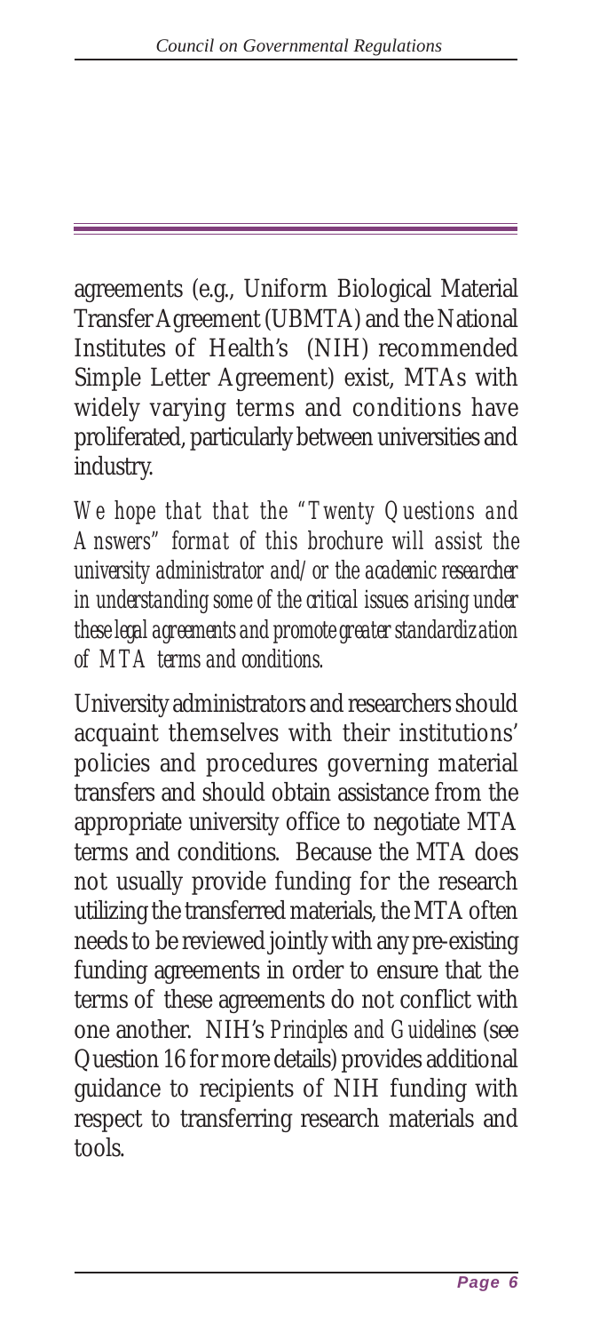agreements (e.g., Uniform Biological Material Transfer Agreement (UBMTA) and the National Institutes of Health's (NIH) recommended Simple Letter Agreement) exist, MTAs with widely varying terms and conditions have proliferated, particularly between universities and industry.

*We hope that that the "Twenty Questions and Answers" format of this brochure will assist the university administrator and/or the academic researcher in understanding some of the critical issues arising under these legal agreements and promote greater standardization of MTA terms and conditions.*

University administrators and researchers should acquaint themselves with their institutions' policies and procedures governing material transfers and should obtain assistance from the appropriate university office to negotiate MTA terms and conditions. Because the MTA does not usually provide funding for the research utilizing the transferred materials, the MTA often needs to be reviewed jointly with any pre-existing funding agreements in order to ensure that the terms of these agreements do not conflict with one another. NIH's *Principles and Guidelines* (see Question 16 for more details) provides additional guidance to recipients of NIH funding with respect to transferring research materials and tools.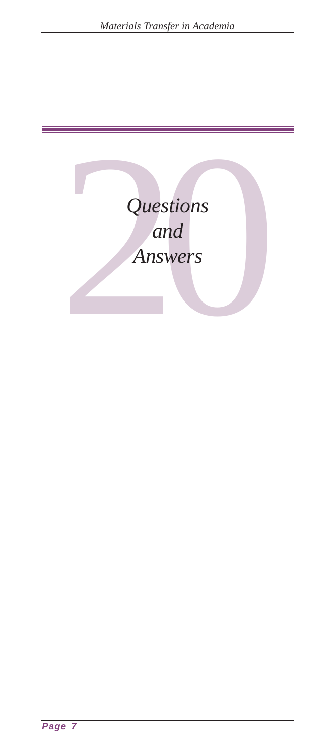# 20 *Questions and Answers*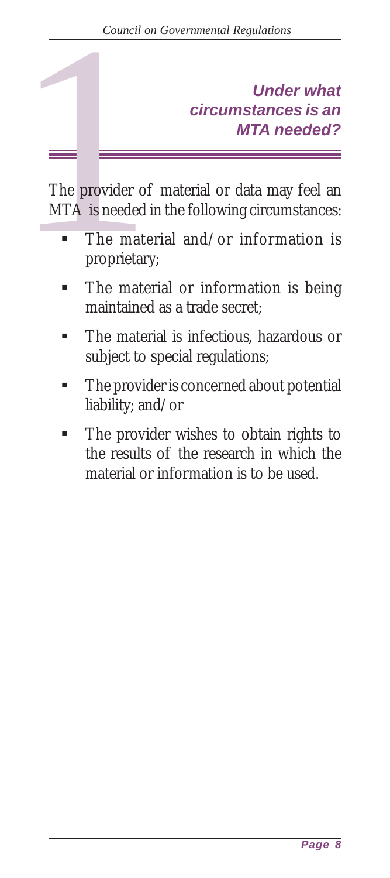# 1 Under what circumstances is an MTA needed?

The provider of material or data may feel an MTA is needed in the following circumstances:

- The material and/or information is proprietary;
- The material or information is being maintained as a trade secret;
- The material is infectious, hazardous or subject to special regulations;
- The provider is concerned about potential liability; and/or
- The provider wishes to obtain rights to the results of the research in which the material or information is to be used.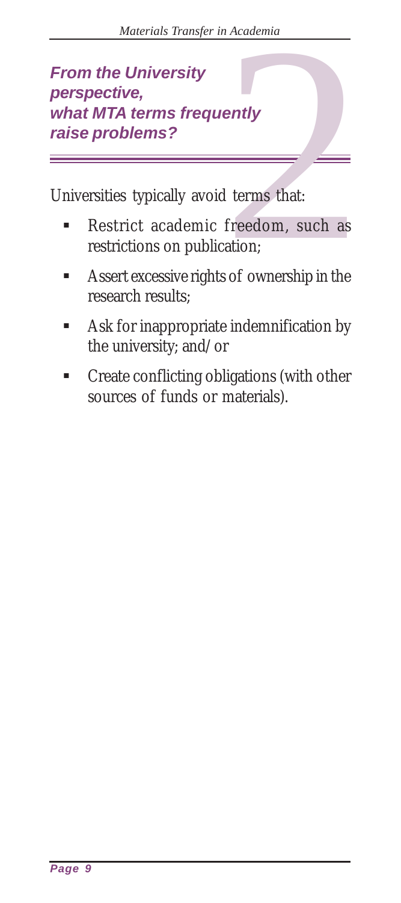## *From the University perspective, what MTA terms frequently raise problems?*

Universities typically avoid terms that:

- Restrict academic freedom, such as restrictions on publication;
- Assert excessive rights of ownership in the research results;
- Ask for inappropriate indemnification by the university; and/or
- Create conflicting obligations (with other sources of funds or materials).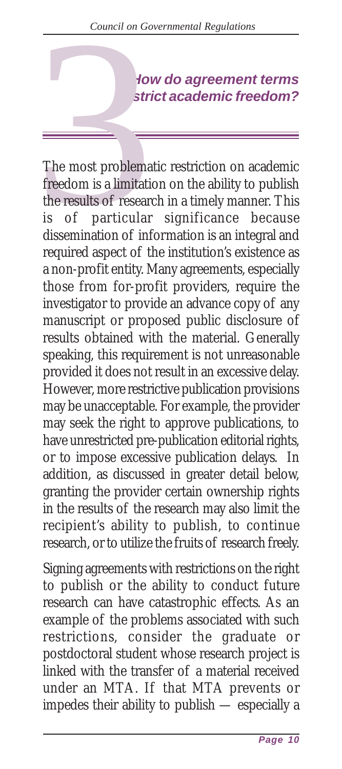## 3 How do agreement terms restrict academic freedom?

The most problematic restriction on academic freedom is a limitation on the ability to publish the results of research in a timely manner. This is of particular significance because dissemination of information is an integral and required aspect of the institution's existence as a non-profit entity. Many agreements, especially those from for-profit providers, require the investigator to provide an advance copy of any manuscript or proposed public disclosure of results obtained with the material. Generally speaking, this requirement is not unreasonable provided it does not result in an excessive delay. However, more restrictive publication provisions may be unacceptable. For example, the provider may seek the right to approve publications, to have unrestricted pre-publication editorial rights, or to impose excessive publication delays. In addition, as discussed in greater detail below, granting the provider certain ownership rights in the results of the research may also limit the recipient's ability to publish, to continue research, or to utilize the fruits of research freely.

Signing agreements with restrictions on the right to publish or the ability to conduct future research can have catastrophic effects. As an example of the problems associated with such restrictions, consider the graduate or postdoctoral student whose research project is linked with the transfer of a material received under an MTA. If that MTA prevents or impedes their ability to publish — especially a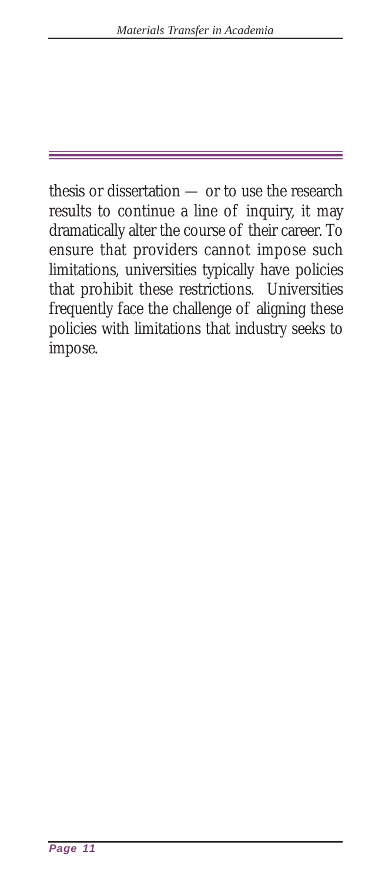thesis or dissertation — or to use the research results to continue a line of inquiry, it may dramatically alter the course of their career. To ensure that providers cannot impose such limitations, universities typically have policies that prohibit these restrictions. Universities frequently face the challenge of aligning these policies with limitations that industry seeks to impose.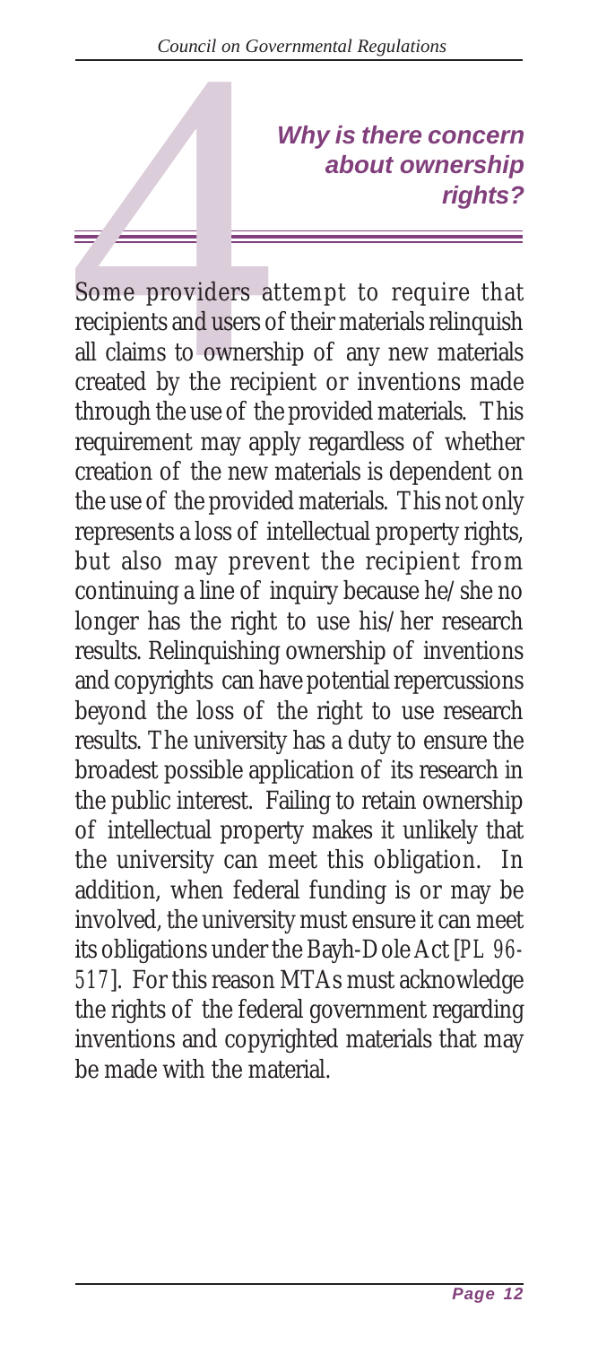## 4 Why is there concern about ownership rights?

Some providers attempt to require that recipients and users of their materials relinquish all claims to ownership of any new materials created by the recipient or inventions made through the use of the provided materials. This requirement may apply regardless of whether creation of the new materials is dependent on the use of the provided materials. This not only represents a loss of intellectual property rights, but also may prevent the recipient from continuing a line of inquiry because he/she no longer has the right to use his/her research results. Relinquishing ownership of inventions and copyrights can have potential repercussions beyond the loss of the right to use research results. The university has a duty to ensure the broadest possible application of its research in the public interest. Failing to retain ownership of intellectual property makes it unlikely that the university can meet this obligation. In addition, when federal funding is or may be involved, the university must ensure it can meet its obligations under the Bayh-Dole Act [PL 96-517]. For this reason MTAs must acknowledge the rights of the federal government regarding inventions and copyrighted materials that may be made with the material.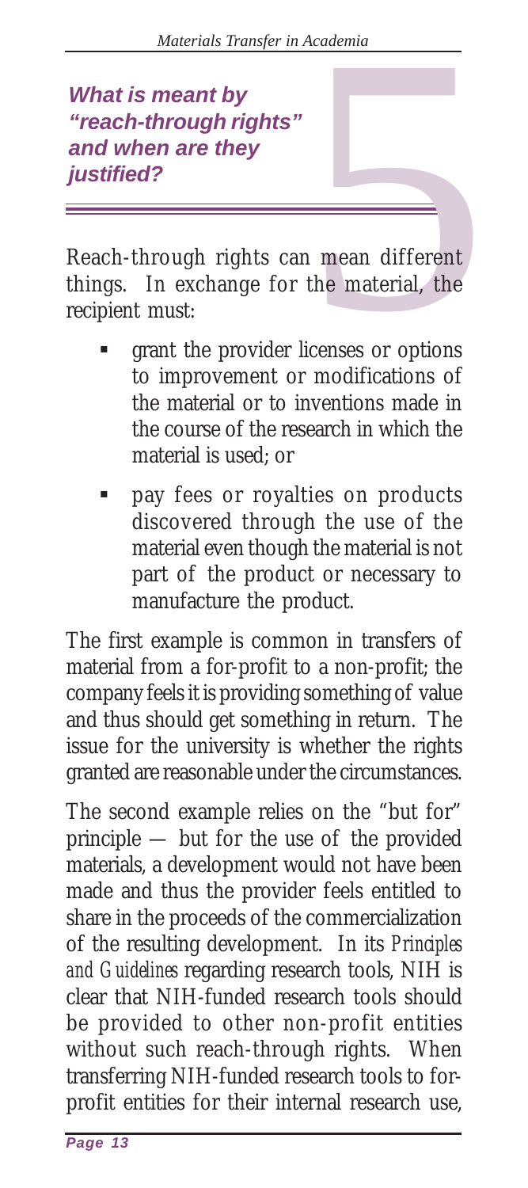## *What is meant by "reach-through rights" and when are they justified?*

Reach-through rights can mean different things. In exchange for the material, the recipient must:

- grant the provider licenses or options to improvement or modifications of the material or to inventions made in the course of the research in which the material is used; or
- pay fees or royalties on products discovered through the use of the material even though the material is not part of the product or necessary to manufacture the product.

The first example is common in transfers of material from a for-profit to a non-profit; the company feels it is providing something of value and thus should get something in return. The issue for the university is whether the rights granted are reasonable under the circumstances.

The second example relies on the "but for" principle — but for the use of the provided materials, a development would not have been made and thus the provider feels entitled to share in the proceeds of the commercialization of the resulting development. In its *Principles and Guidelines* regarding research tools, NIH is clear that NIH-funded research tools should be provided to other non-profit entities without such reach-through rights. When transferring NIH-funded research tools to for-profit entities for their internal research use,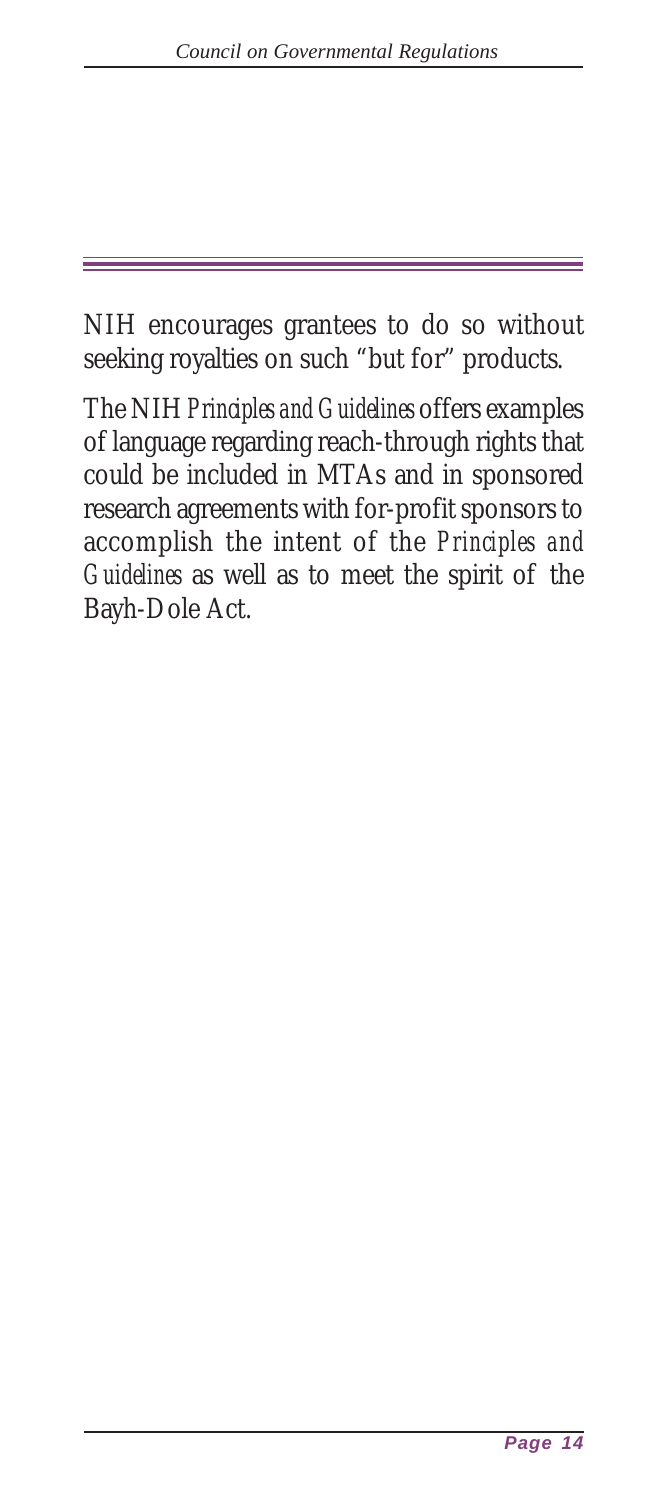NIH encourages grantees to do so without seeking royalties on such "but for" products.

The NIH *Principles and Guidelines* offers examples of language regarding reach-through rights that could be included in MTAs and in sponsored research agreements with for-profit sponsors to accomplish the intent of the *Principles and Guidelines* as well as to meet the spirit of the Bayh-Dole Act.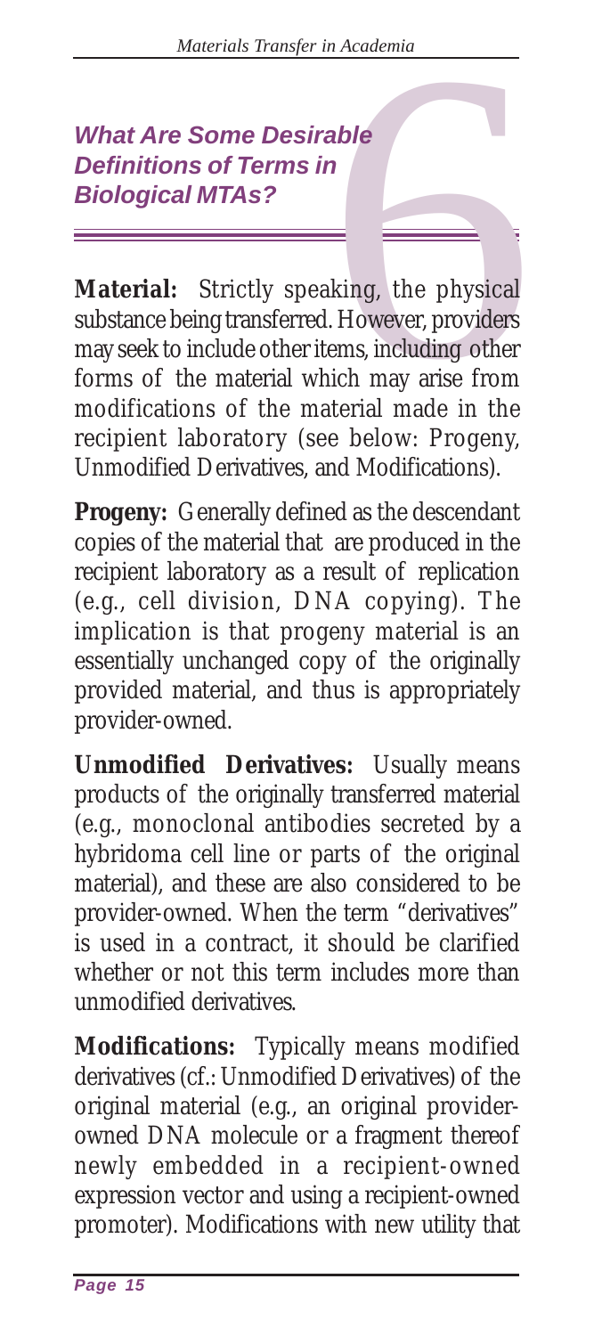## *What Are Some Desirable Definitions of Terms in Biological MTAs?*

**Material:** Strictly speaking, the physical substance being transferred. However, providers may seek to include other items, including other forms of the material which may arise from modifications of the material made in the recipient laboratory (see below: Progeny, Unmodified Derivatives, and Modifications).

**Progeny:** Generally defined as the descendant copies of the material that are produced in the recipient laboratory as a result of replication (e.g., cell division, DNA copying). The implication is that progeny material is an essentially unchanged copy of the originally provided material, and thus is appropriately provider-owned.

**Unmodified Derivatives:** Usually means products of the originally transferred material (e.g., monoclonal antibodies secreted by a hybridoma cell line or parts of the original material), and these are also considered to be provider-owned. When the term "derivatives" is used in a contract, it should be clarified whether or not this term includes more than unmodified derivatives.

**Modifications:** Typically means modified derivatives (cf.: Unmodified Derivatives) of the original material (e.g., an original provider-owned DNA molecule or a fragment thereof newly embedded in a recipient-owned expression vector and using a recipient-owned promoter). Modifications with new utility that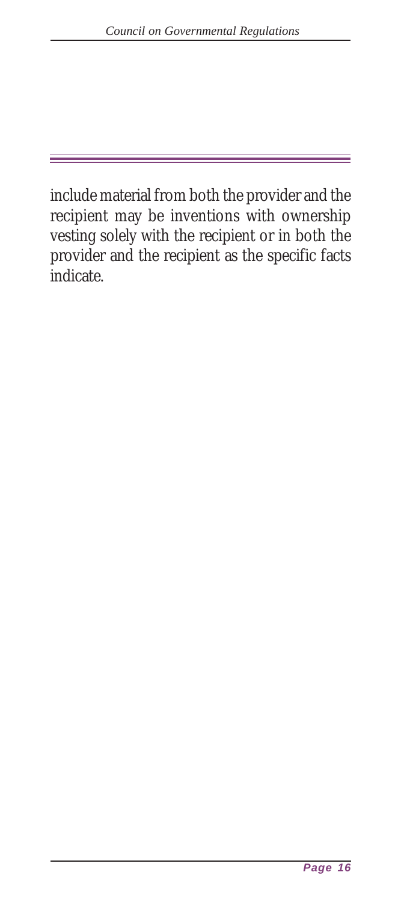include material from both the provider and the recipient may be inventions with ownership vesting solely with the recipient or in both the provider and the recipient as the specific facts indicate.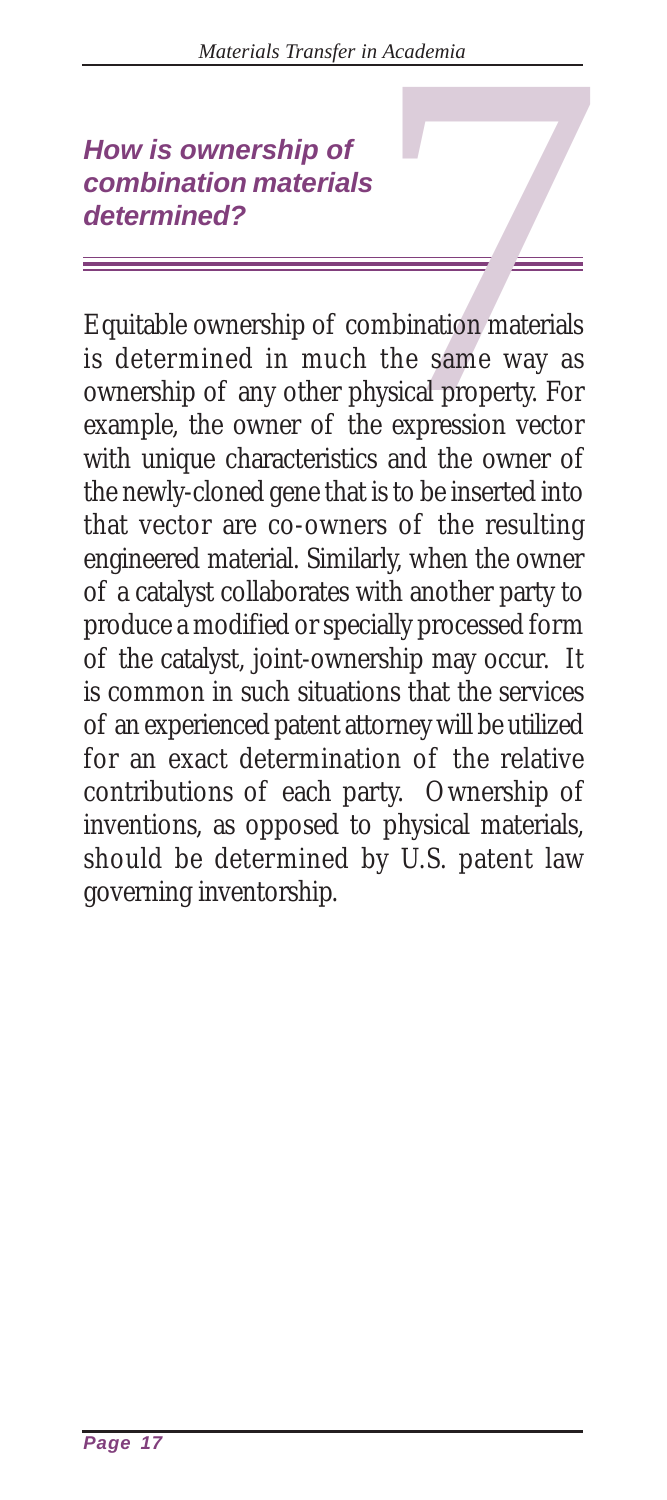## How is ownership of combination materials determined?

Equitable ownership of combination materials is determined in much the same way as ownership of any other physical property. For example, the owner of the expression vector with unique characteristics and the owner of the newly-cloned gene that is to be inserted into that vector are co-owners of the resulting engineered material. Similarly, when the owner of a catalyst collaborates with another party to produce a modified or specially processed form of the catalyst, joint-ownership may occur. It is common in such situations that the services of an experienced patent attorney will be utilized for an exact determination of the relative contributions of each party. Ownership of inventions, as opposed to physical materials, should be determined by U.S. patent law governing inventorship.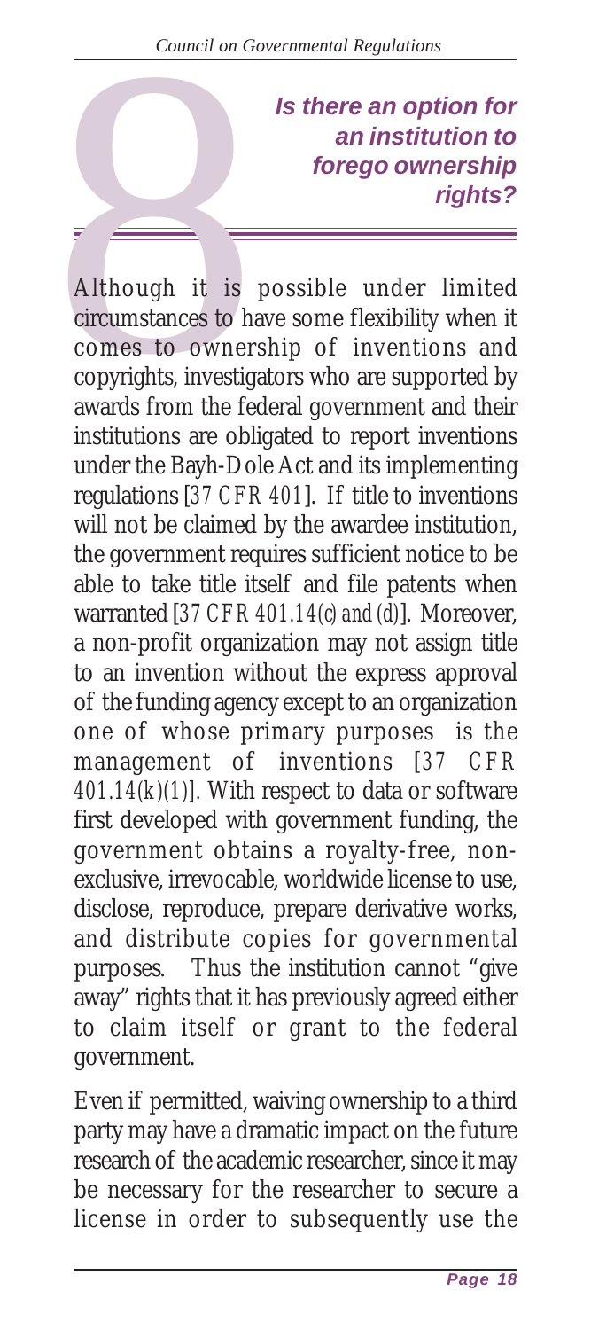## 8 Is there an option for an institution to forego ownership rights?

Although it is possible under limited circumstances to have some flexibility when it comes to ownership of inventions and copyrights, investigators who are supported by awards from the federal government and their institutions are obligated to report inventions under the Bayh-Dole Act and its implementing regulations [*37 CFR 401*]. If title to inventions will not be claimed by the awardee institution, the government requires sufficient notice to be able to take title itself and file patents when warranted [*37 CFR 401.14(c) and (d)*]. Moreover, a non-profit organization may not assign title to an invention without the express approval of the funding agency except to an organization one of whose primary purposes is the management of inventions [*37 CFR 401.14(k)(1)*]. With respect to data or software first developed with government funding, the government obtains a royalty-free, non-exclusive, irrevocable, worldwide license to use, disclose, reproduce, prepare derivative works, and distribute copies for governmental purposes. Thus the institution cannot "give away" rights that it has previously agreed either to claim itself or grant to the federal government.

Even if permitted, waiving ownership to a third party may have a dramatic impact on the future research of the academic researcher, since it may be necessary for the researcher to secure a license in order to subsequently use the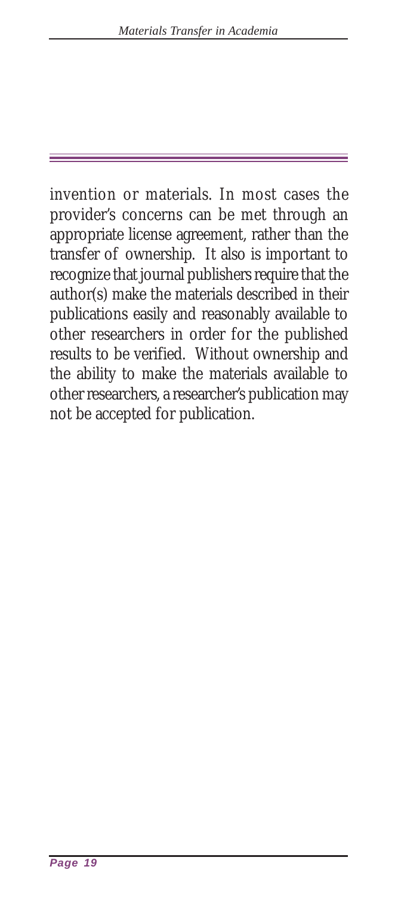invention or materials. In most cases the provider's concerns can be met through an appropriate license agreement, rather than the transfer of ownership. It also is important to recognize that journal publishers require that the author(s) make the materials described in their publications easily and reasonably available to other researchers in order for the published results to be verified. Without ownership and the ability to make the materials available to other researchers, a researcher's publication may not be accepted for publication.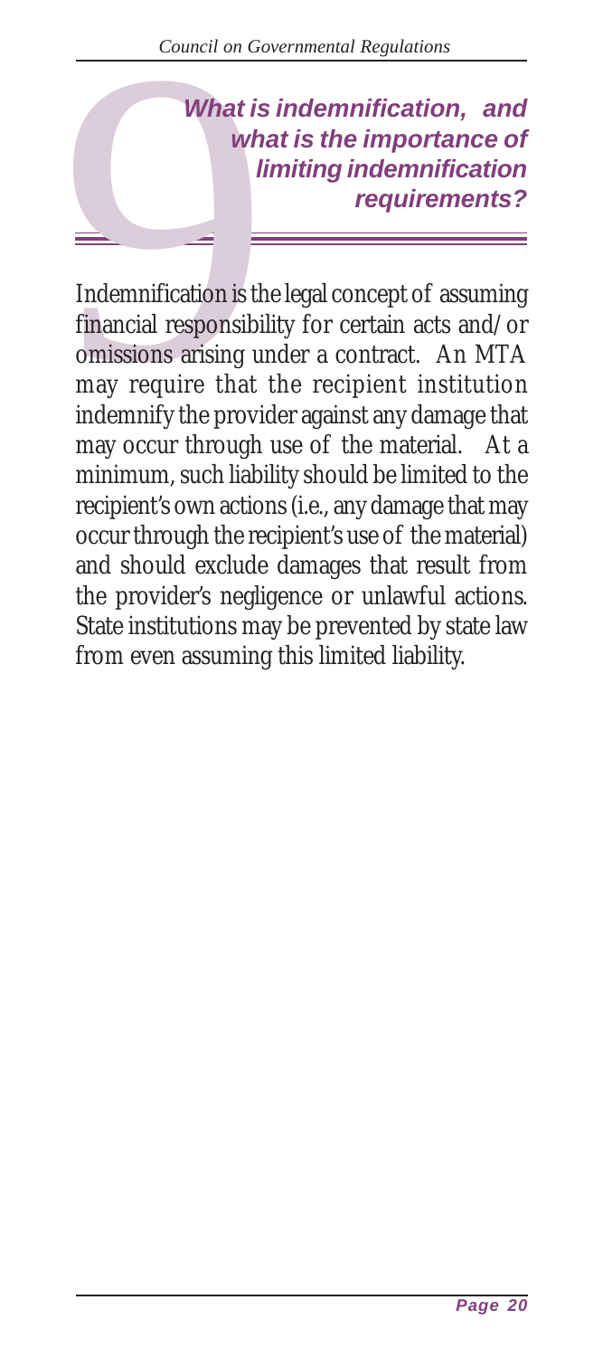## 9 What is indemnification, and what is the importance of limiting indemnification requirements?

Indemnification is the legal concept of assuming financial responsibility for certain acts and/or omissions arising under a contract. An MTA may require that the recipient institution indemnify the provider against any damage that may occur through use of the material. At a minimum, such liability should be limited to the recipient's own actions (i.e., any damage that may occur through the recipient's use of the material) and should exclude damages that result from the provider's negligence or unlawful actions. State institutions may be prevented by state law from even assuming this limited liability.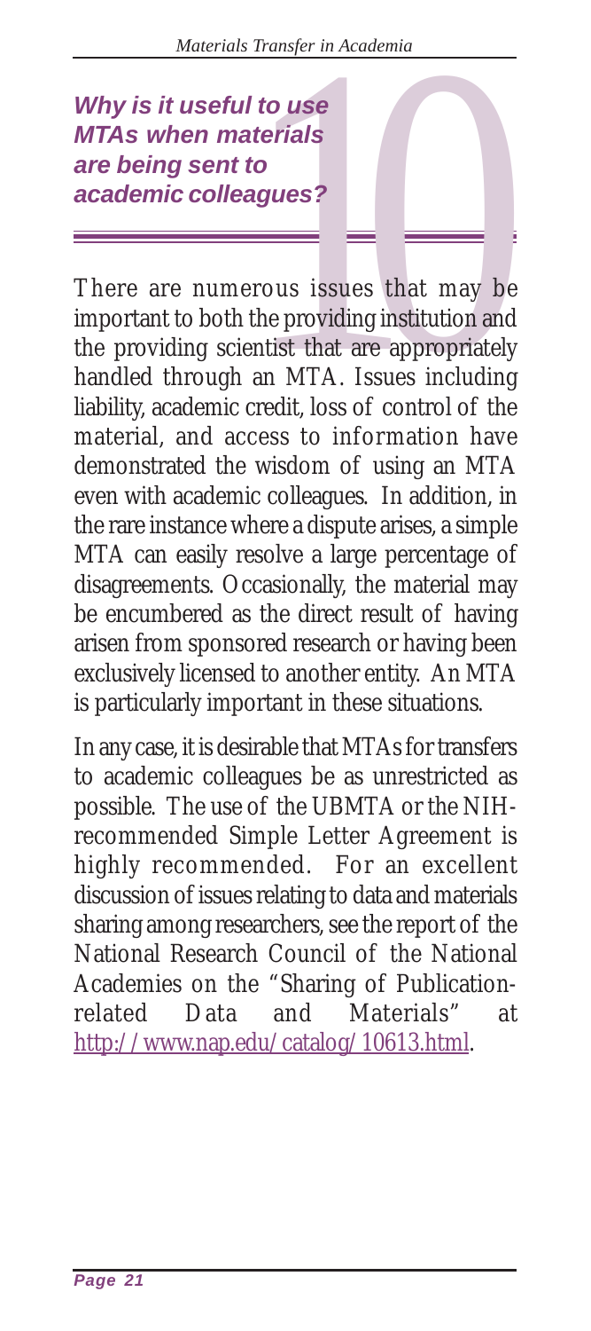## *Why is it useful to use MTAs when materials are being sent to academic colleagues?*

There are numerous issues that may be important to both the providing institution and the providing scientist that are appropriately handled through an MTA. Issues including liability, academic credit, loss of control of the material, and access to information have demonstrated the wisdom of using an MTA even with academic colleagues. In addition, in the rare instance where a dispute arises, a simple MTA can easily resolve a large percentage of disagreements. Occasionally, the material may be encumbered as the direct result of having arisen from sponsored research or having been exclusively licensed to another entity. An MTA is particularly important in these situations.

In any case, it is desirable that MTAs for transfers to academic colleagues be as unrestricted as possible. The use of the UBMTA or the NIH-recommended Simple Letter Agreement is highly recommended. For an excellent discussion of issues relating to data and materials sharing among researchers, see the report of the National Research Council of the National Academies on the "Sharing of Publication-related Data and Materials" at http://www.nap.edu/catalog/10613.html.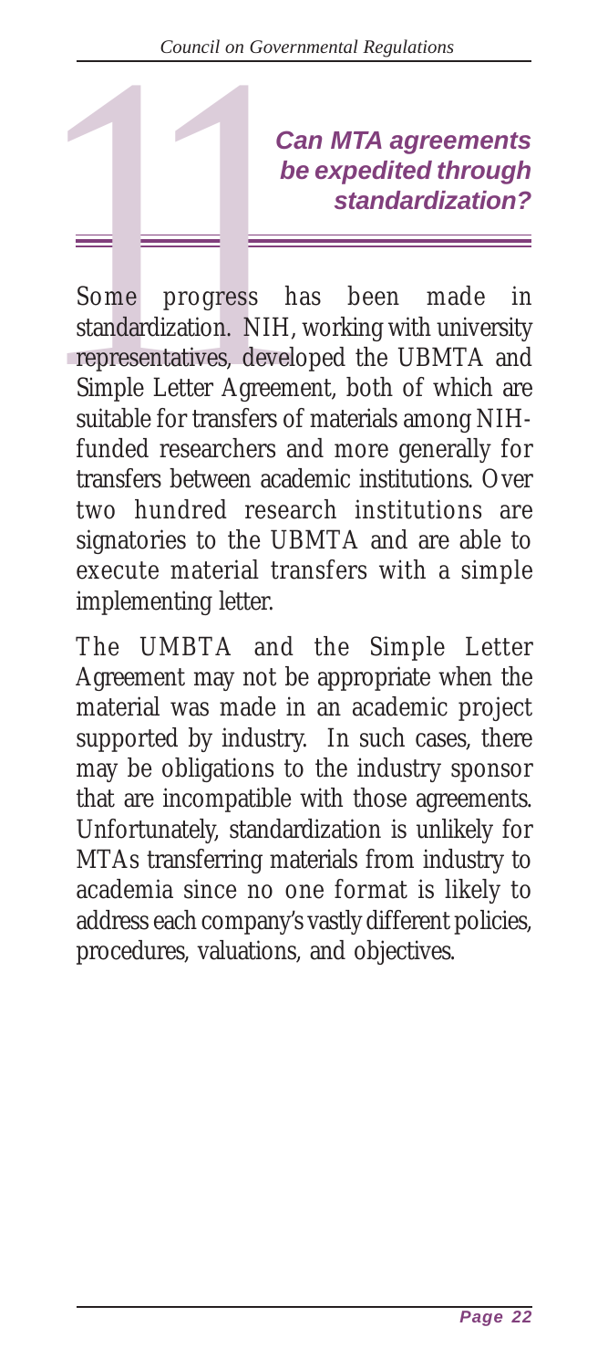## 11 Can MTA agreements be expedited through standardization?

Some progress has been made in standardization. NIH, working with university representatives, developed the UBMTA and Simple Letter Agreement, both of which are suitable for transfers of materials among NIH-funded researchers and more generally for transfers between academic institutions. Over two hundred research institutions are signatories to the UBMTA and are able to execute material transfers with a simple implementing letter.

The UMBTA and the Simple Letter Agreement may not be appropriate when the material was made in an academic project supported by industry. In such cases, there may be obligations to the industry sponsor that are incompatible with those agreements. Unfortunately, standardization is unlikely for MTAs transferring materials from industry to academia since no one format is likely to address each company's vastly different policies, procedures, valuations, and objectives.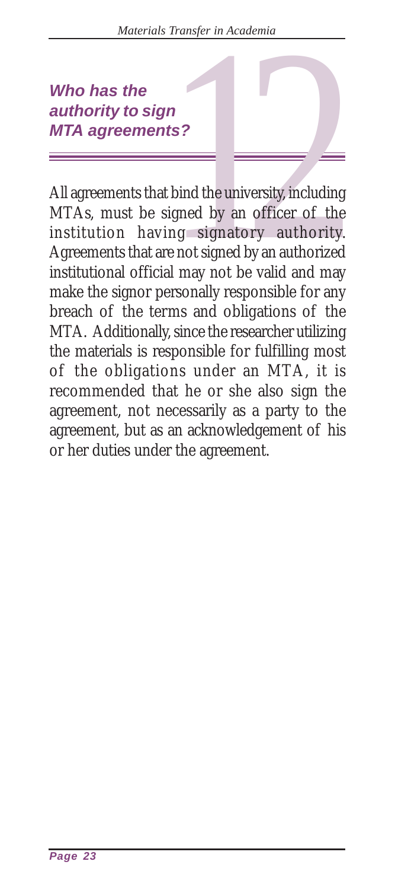## Who has the authority to sign MTA agreements?

All agreements that bind the university, including MTAs, must be signed by an officer of the institution having signatory authority. Agreements that are not signed by an authorized institutional official may not be valid and may make the signor personally responsible for any breach of the terms and obligations of the MTA. Additionally, since the researcher utilizing the materials is responsible for fulfilling most of the obligations under an MTA, it is recommended that he or she also sign the agreement, not necessarily as a party to the agreement, but as an acknowledgement of his or her duties under the agreement.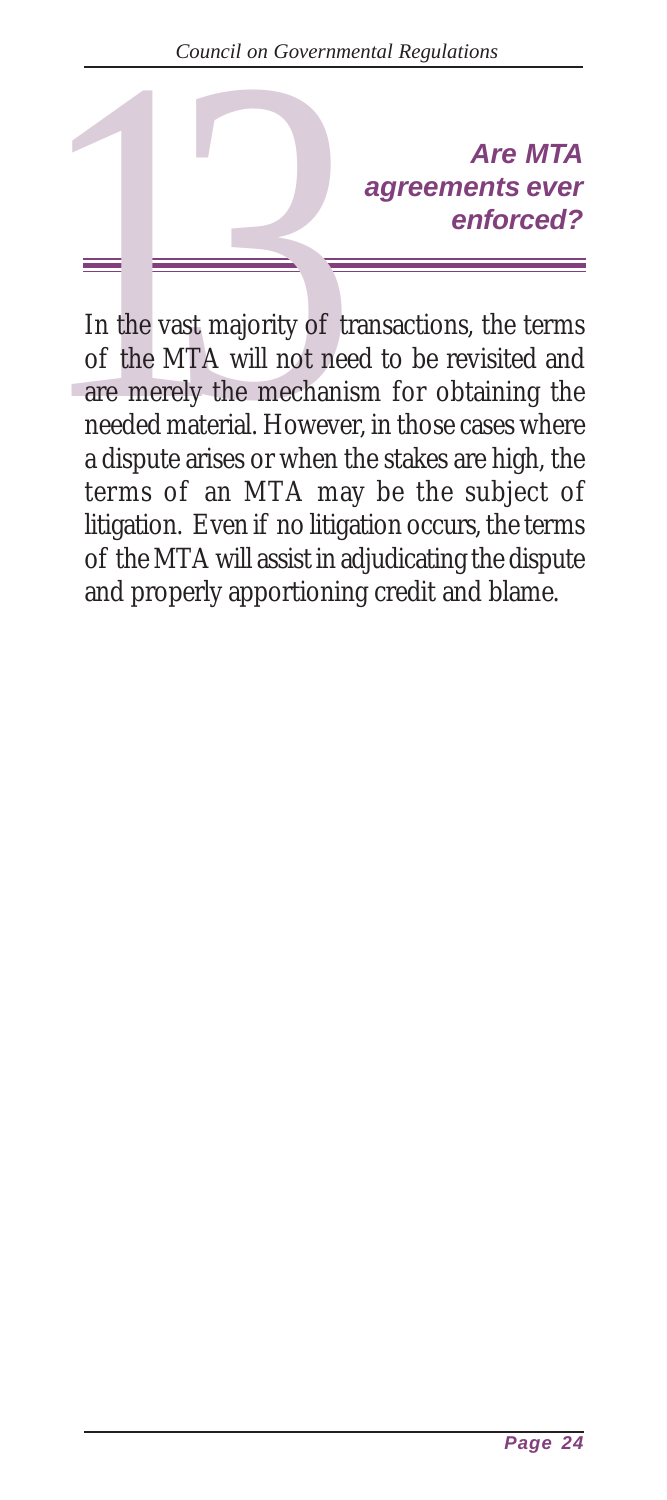## 13 Are MTA agreements ever enforced?

In the vast majority of transactions, the terms of the MTA will not need to be revisited and are merely the mechanism for obtaining the needed material. However, in those cases where a dispute arises or when the stakes are high, the terms of an MTA may be the subject of litigation. Even if no litigation occurs, the terms of the MTA will assist in adjudicating the dispute and properly apportioning credit and blame.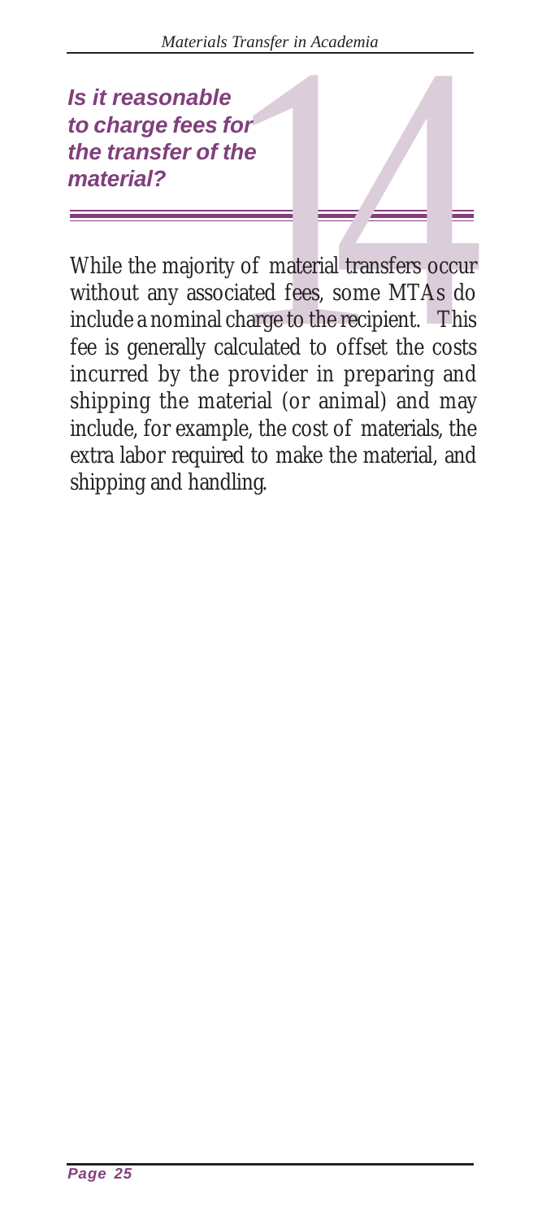## *Is it reasonable to charge fees for the transfer of the material?*

While the majority of material transfers occur without any associated fees, some MTAs do include a nominal charge to the recipient. This fee is generally calculated to offset the costs incurred by the provider in preparing and shipping the material (or animal) and may include, for example, the cost of materials, the extra labor required to make the material, and shipping and handling.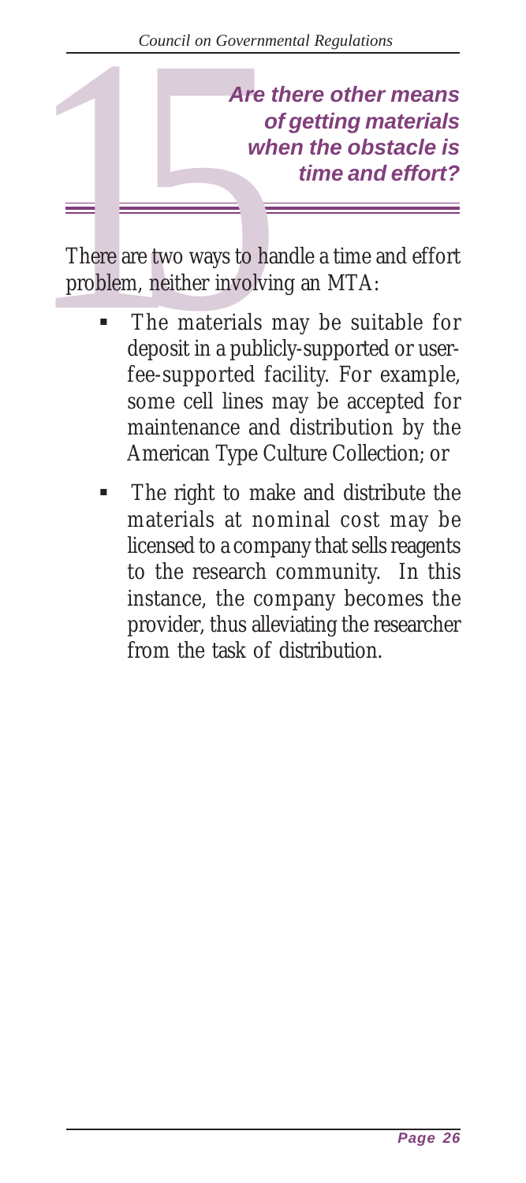## 15 Are there other means of getting materials when the obstacle is time and effort?

There are two ways to handle a time and effort problem, neither involving an MTA:

- The materials may be suitable for deposit in a publicly-supported or user-fee-supported facility. For example, some cell lines may be accepted for maintenance and distribution by the American Type Culture Collection; or
- The right to make and distribute the materials at nominal cost may be licensed to a company that sells reagents to the research community. In this instance, the company becomes the provider, thus alleviating the researcher from the task of distribution.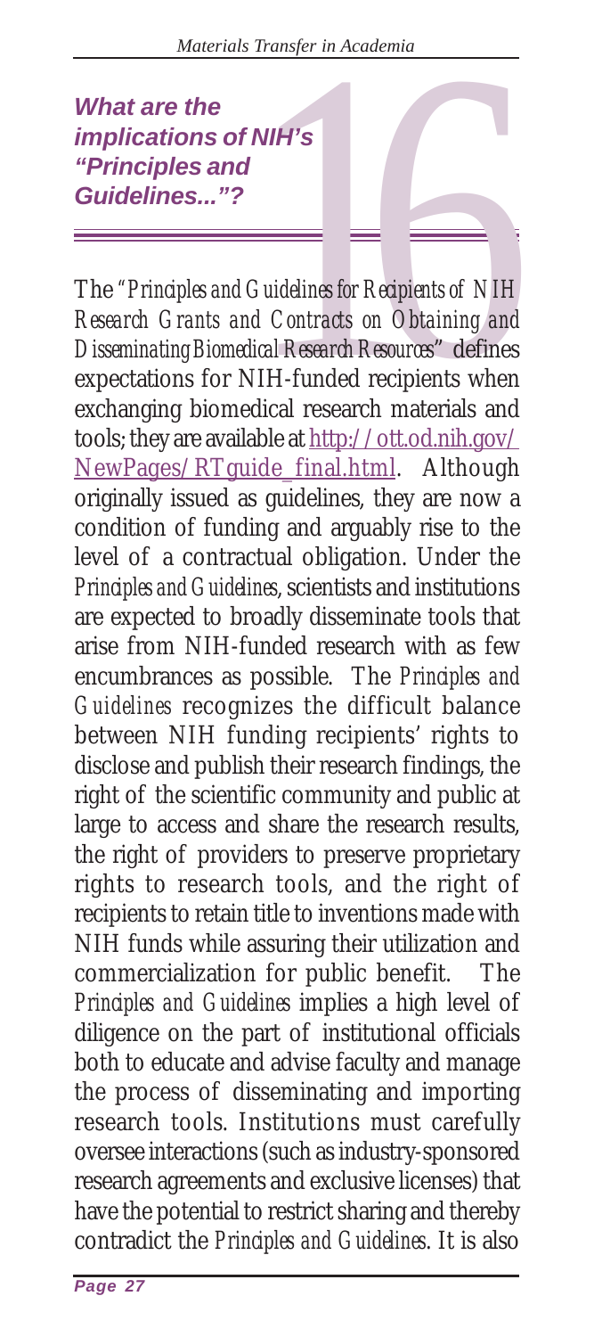## *What are the implications of NIH's "Principles and Guidelines..."?*

The *"Principles and Guidelines for Recipients of NIH Research Grants and Contracts on Obtaining and Disseminating Biomedical Research Resources"* defines expectations for NIH-funded recipients when exchanging biomedical research materials and tools; they are available at http://ott.od.nih.gov/NewPages/RTguide_final.html. Although originally issued as guidelines, they are now a condition of funding and arguably rise to the level of a contractual obligation. Under the *Principles and Guidelines*, scientists and institutions are expected to broadly disseminate tools that arise from NIH-funded research with as few encumbrances as possible. The *Principles and Guidelines* recognizes the difficult balance between NIH funding recipients' rights to disclose and publish their research findings, the right of the scientific community and public at large to access and share the research results, the right of providers to preserve proprietary rights to research tools, and the right of recipients to retain title to inventions made with NIH funds while assuring their utilization and commercialization for public benefit. The *Principles and Guidelines* implies a high level of diligence on the part of institutional officials both to educate and advise faculty and manage the process of disseminating and importing research tools. Institutions must carefully oversee interactions (such as industry-sponsored research agreements and exclusive licenses) that have the potential to restrict sharing and thereby contradict the *Principles and Guidelines*. It is also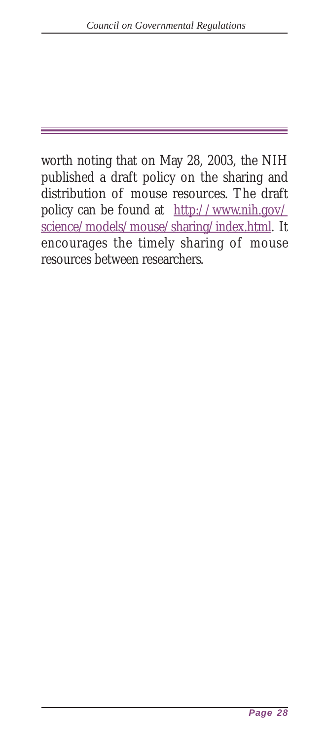worth noting that on May 28, 2003, the NIH published a draft policy on the sharing and distribution of mouse resources. The draft policy can be found at http://www.nih.gov/science/models/mouse/sharing/index.html. It encourages the timely sharing of mouse resources between researchers.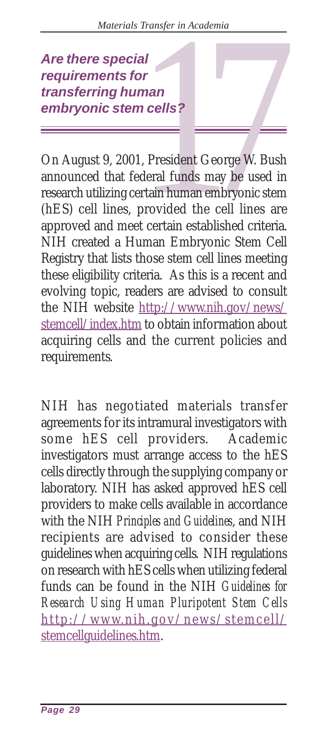## 17. Are there special requirements for transferring human embryonic stem cells?

On August 9, 2001, President George W. Bush announced that federal funds may be used in research utilizing certain human embryonic stem (hES) cell lines, provided the cell lines are approved and meet certain established criteria. NIH created a Human Embryonic Stem Cell Registry that lists those stem cell lines meeting these eligibility criteria. As this is a recent and evolving topic, readers are advised to consult the NIH website http://www.nih.gov/news/stemcell/index.htm to obtain information about acquiring cells and the current policies and requirements.

NIH has negotiated materials transfer agreements for its intramural investigators with some hES cell providers. Academic investigators must arrange access to the hES cells directly through the supplying company or laboratory. NIH has asked approved hES cell providers to make cells available in accordance with the NIH *Principles and Guidelines*, and NIH recipients are advised to consider these guidelines when acquiring cells. NIH regulations on research with hES cells when utilizing federal funds can be found in the NIH *Guidelines for Research Using Human Pluripotent Stem Cells* http://www.nih.gov/news/stemcell/stemcellguidelines.htm.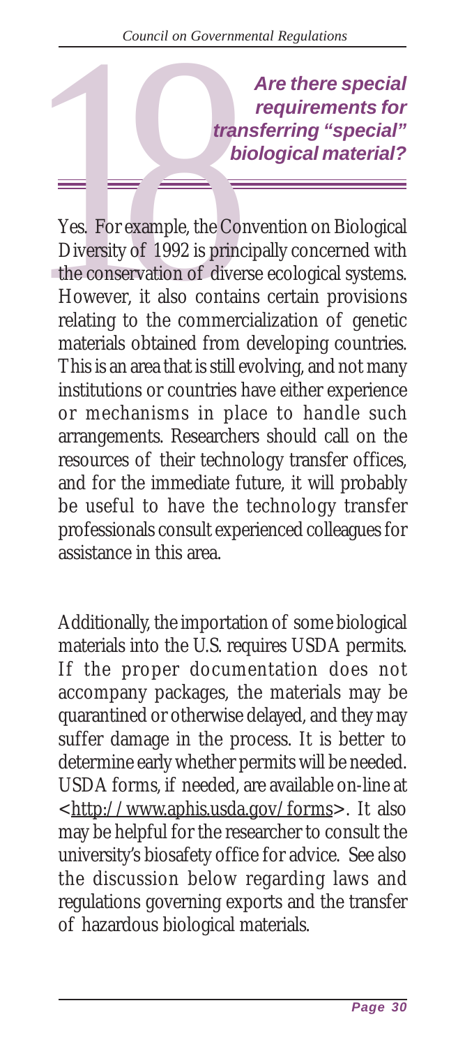## 18 Are there special requirements for transferring "special" biological material?

Yes. For example, the Convention on Biological Diversity of 1992 is principally concerned with the conservation of diverse ecological systems. However, it also contains certain provisions relating to the commercialization of genetic materials obtained from developing countries. This is an area that is still evolving, and not many institutions or countries have either experience or mechanisms in place to handle such arrangements. Researchers should call on the resources of their technology transfer offices, and for the immediate future, it will probably be useful to have the technology transfer professionals consult experienced colleagues for assistance in this area.

Additionally, the importation of some biological materials into the U.S. requires USDA permits. If the proper documentation does not accompany packages, the materials may be quarantined or otherwise delayed, and they may suffer damage in the process. It is better to determine early whether permits will be needed. USDA forms, if needed, are available on-line at <http://www.aphis.usda.gov/forms>. It also may be helpful for the researcher to consult the university's biosafety office for advice. See also the discussion below regarding laws and regulations governing exports and the transfer of hazardous biological materials.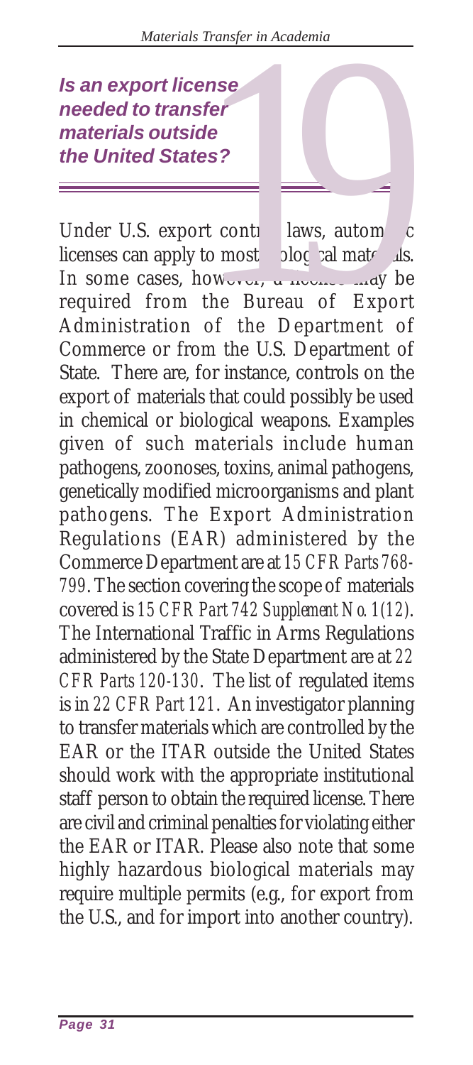## *Is an export license needed to transfer materials outside the United States?*

Under U.S. export control laws, automatic licenses can apply to most biological materials. In some cases, however, a license may be required from the Bureau of Export Administration of the Department of Commerce or from the U.S. Department of State. There are, for instance, controls on the export of materials that could possibly be used in chemical or biological weapons. Examples given of such materials include human pathogens, zoonoses, toxins, animal pathogens, genetically modified microorganisms and plant pathogens. The Export Administration Regulations (EAR) administered by the Commerce Department are at *15 CFR Parts 768-799*. The section covering the scope of materials covered is *15 CFR Part 742 Supplement No. 1(12)*. The International Traffic in Arms Regulations administered by the State Department are at *22 CFR Parts 120-130*. The list of regulated items is in *22 CFR Part 121*. An investigator planning to transfer materials which are controlled by the EAR or the ITAR outside the United States should work with the appropriate institutional staff person to obtain the required license. There are civil and criminal penalties for violating either the EAR or ITAR. Please also note that some highly hazardous biological materials may require multiple permits (e.g., for export from the U.S., and for import into another country).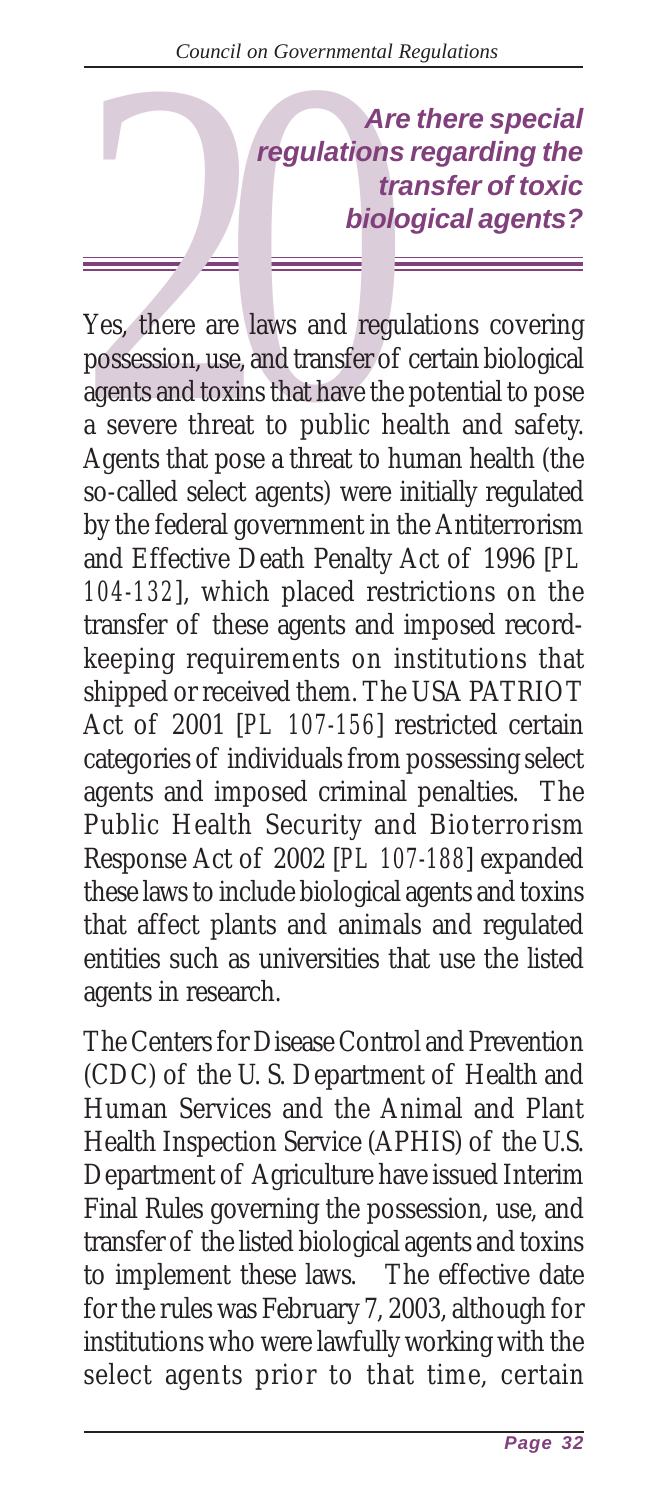## 20 Are there special regulations regarding the transfer of toxic biological agents?

Yes, there are laws and regulations covering possession, use, and transfer of certain biological agents and toxins that have the potential to pose a severe threat to public health and safety. Agents that pose a threat to human health (the so-called select agents) were initially regulated by the federal government in the Antiterrorism and Effective Death Penalty Act of 1996 [*PL 104-132*], which placed restrictions on the transfer of these agents and imposed record-keeping requirements on institutions that shipped or received them. The USA PATRIOT Act of 2001 [*PL 107-156*] restricted certain categories of individuals from possessing select agents and imposed criminal penalties. The Public Health Security and Bioterrorism Response Act of 2002 [*PL 107-188*] expanded these laws to include biological agents and toxins that affect plants and animals and regulated entities such as universities that use the listed agents in research.

The Centers for Disease Control and Prevention (CDC) of the U. S. Department of Health and Human Services and the Animal and Plant Health Inspection Service (APHIS) of the U.S. Department of Agriculture have issued Interim Final Rules governing the possession, use, and transfer of the listed biological agents and toxins to implement these laws. The effective date for the rules was February 7, 2003, although for institutions who were lawfully working with the select agents prior to that time, certain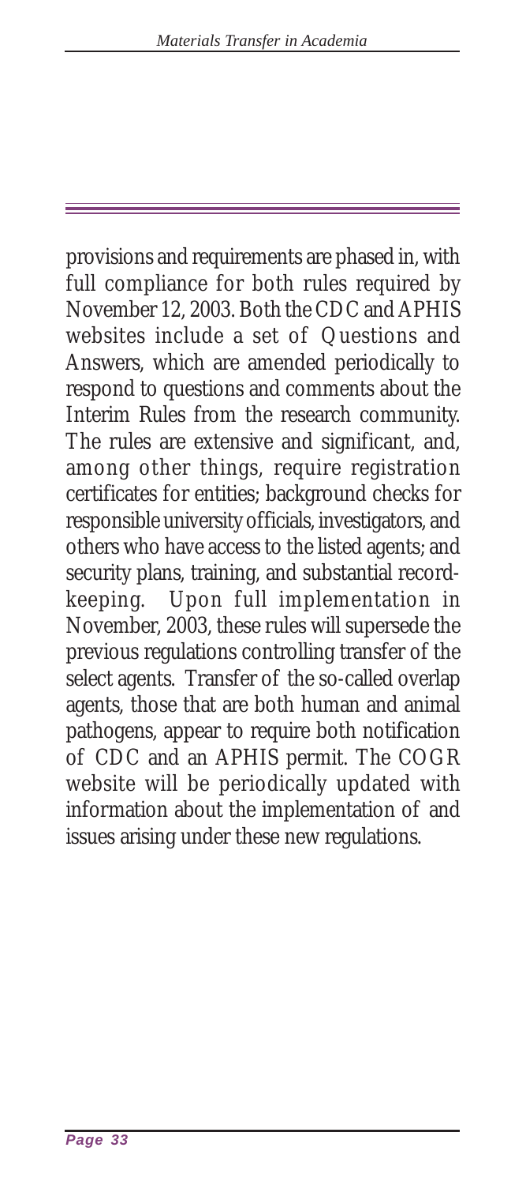provisions and requirements are phased in, with full compliance for both rules required by November 12, 2003. Both the CDC and APHIS websites include a set of Questions and Answers, which are amended periodically to respond to questions and comments about the Interim Rules from the research community. The rules are extensive and significant, and, among other things, require registration certificates for entities; background checks for responsible university officials, investigators, and others who have access to the listed agents; and security plans, training, and substantial record-keeping. Upon full implementation in November, 2003, these rules will supersede the previous regulations controlling transfer of the select agents. Transfer of the so-called overlap agents, those that are both human and animal pathogens, appear to require both notification of CDC and an APHIS permit. The COGR website will be periodically updated with information about the implementation of and issues arising under these new regulations.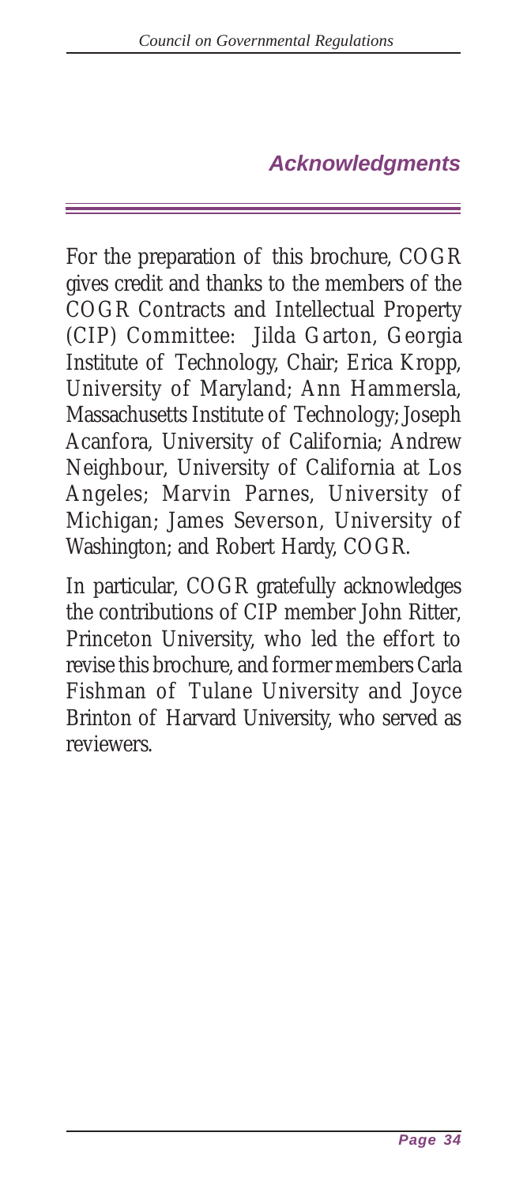## *Acknowledgments*

For the preparation of this brochure, COGR gives credit and thanks to the members of the COGR Contracts and Intellectual Property (CIP) Committee: Jilda Garton, Georgia Institute of Technology, Chair; Erica Kropp, University of Maryland; Ann Hammersla, Massachusetts Institute of Technology; Joseph Acanfora, University of California; Andrew Neighbour, University of California at Los Angeles; Marvin Parnes, University of Michigan; James Severson, University of Washington; and Robert Hardy, COGR.

In particular, COGR gratefully acknowledges the contributions of CIP member John Ritter, Princeton University, who led the effort to revise this brochure, and former members Carla Fishman of Tulane University and Joyce Brinton of Harvard University, who served as reviewers.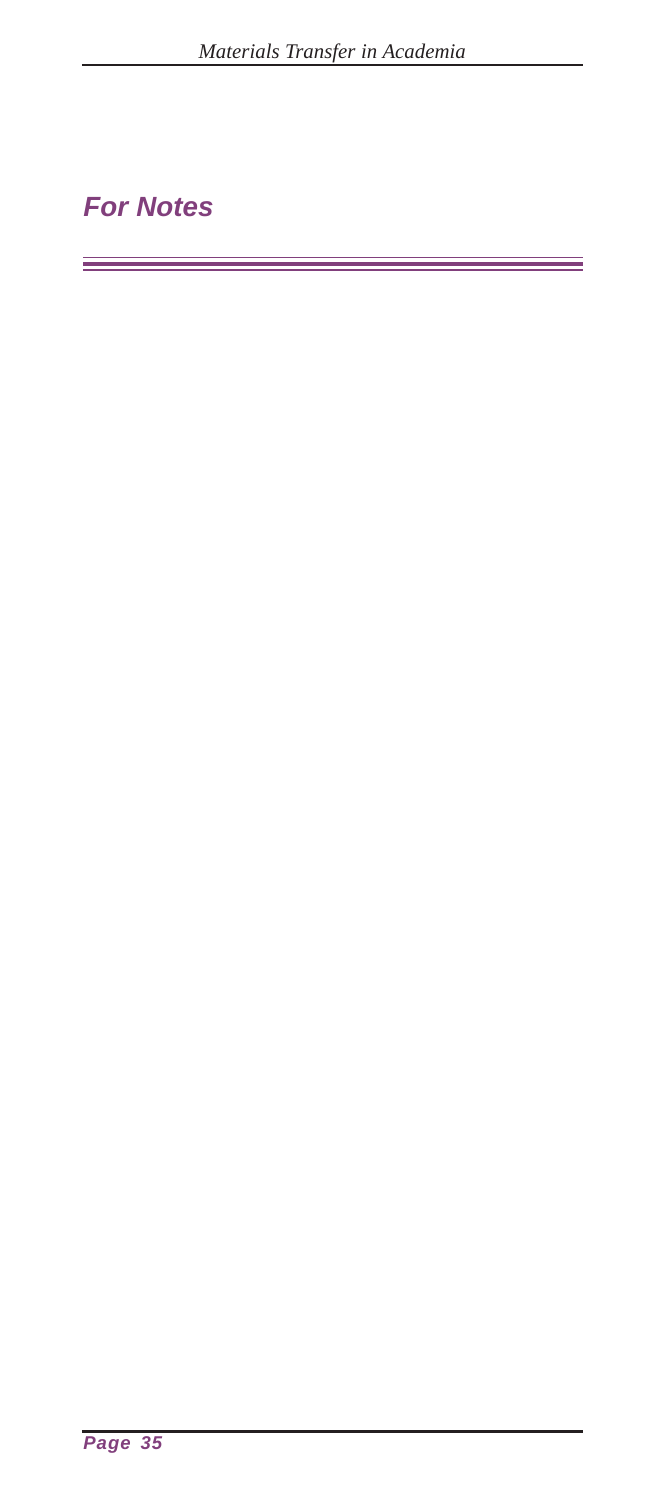## For Notes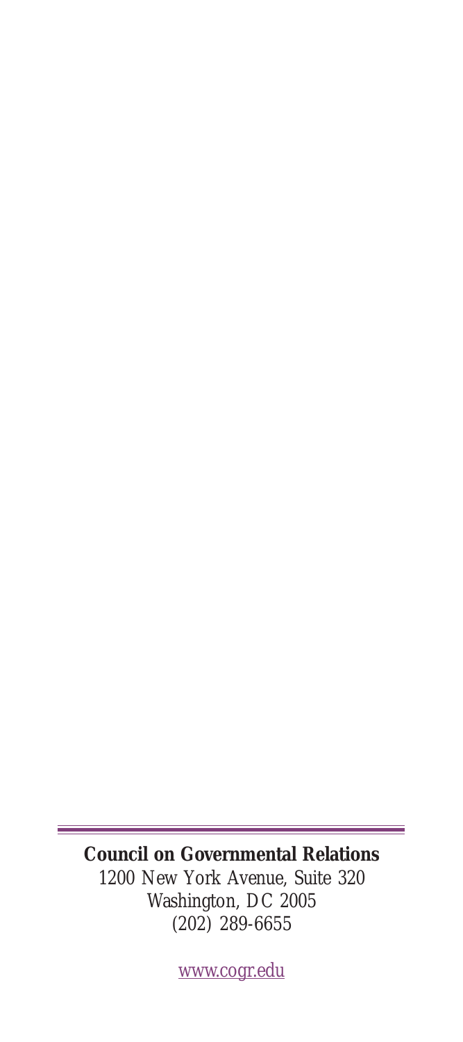---

**Council on Governmental Relations**
1200 New York Avenue, Suite 320
Washington, DC 2005
(202) 289-6655

www.cogr.edu